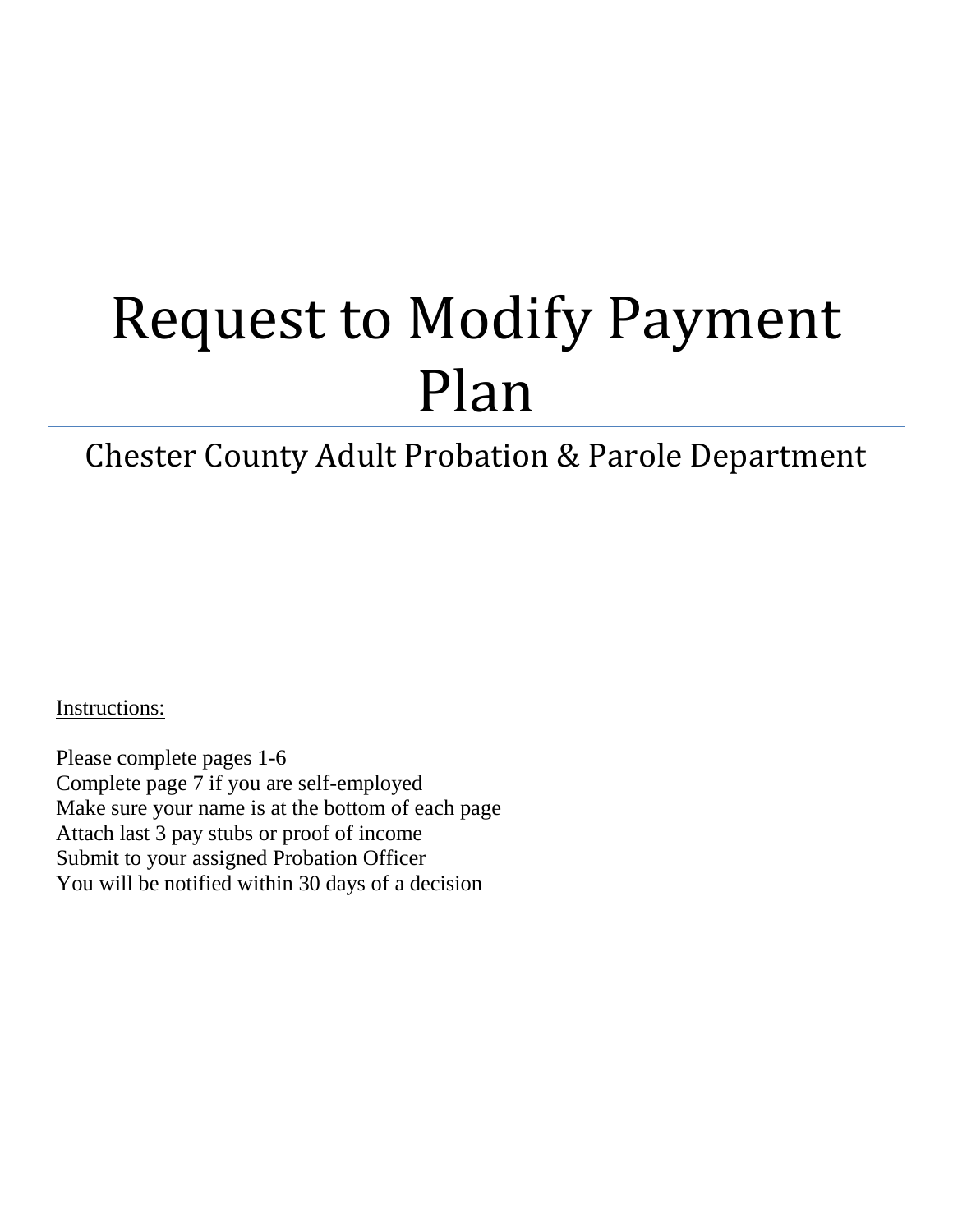# Request to Modify Payment Plan

## Chester County Adult Probation & Parole Department

<u>Instructions:</u>

Please complete pages 1-6
Complete page 7 if you are self-employed
Make sure your name is at the bottom of each page
Attach last 3 pay stubs or proof of income
Submit to your assigned Probation Officer
You will be notified within 30 days of a decision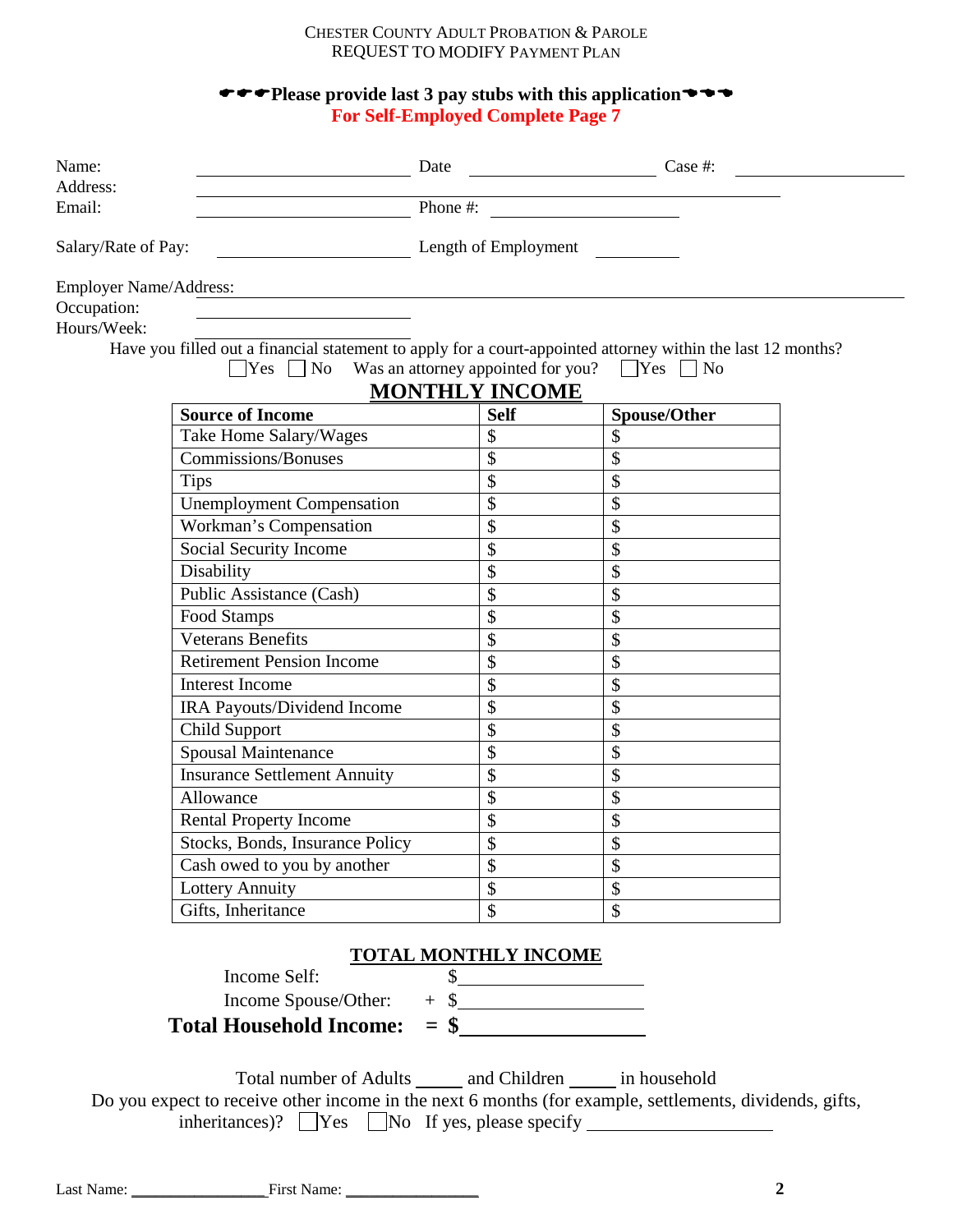CHESTER COUNTY ADULT PROBATION & PAROLE
REQUEST TO MODIFY PAYMENT PLAN

**☛☛☛Please provide last 3 pay stubs with this application☚☚☚**
**For Self-Employed Complete Page 7**

Name: ____________________ Date ____________________ Case #: ____________________
Address: ____________________________________________________________
Email: ____________________ Phone #: ____________________

Salary/Rate of Pay: ____________________ Length of Employment __________

Employer Name/Address: ____________________________________________________________
Occupation: ____________________
Hours/Week: ____________________

Have you filled out a financial statement to apply for a court-appointed attorney within the last 12 months?
☐Yes ☐ No Was an attorney appointed for you? ☐Yes ☐ No

## MONTHLY INCOME

| Source of Income | Self | Spouse/Other |
|---|---|---|
| Take Home Salary/Wages | $ | $ |
| Commissions/Bonuses | $ | $ |
| Tips | $ | $ |
| Unemployment Compensation | $ | $ |
| Workman's Compensation | $ | $ |
| Social Security Income | $ | $ |
| Disability | $ | $ |
| Public Assistance (Cash) | $ | $ |
| Food Stamps | $ | $ |
| Veterans Benefits | $ | $ |
| Retirement Pension Income | $ | $ |
| Interest Income | $ | $ |
| IRA Payouts/Dividend Income | $ | $ |
| Child Support | $ | $ |
| Spousal Maintenance | $ | $ |
| Insurance Settlement Annuity | $ | $ |
| Allowance | $ | $ |
| Rental Property Income | $ | $ |
| Stocks, Bonds, Insurance Policy | $ | $ |
| Cash owed to you by another | $ | $ |
| Lottery Annuity | $ | $ |
| Gifts, Inheritance | $ | $ |

## TOTAL MONTHLY INCOME

Income Self: $____________________
Income Spouse/Other: + $____________________
**Total Household Income: = $____________________**

Total number of Adults _____ and Children _____ in household
Do you expect to receive other income in the next 6 months (for example, settlements, dividends, gifts, inheritances)? ☐Yes ☐No If yes, please specify ____________________

Last Name: ________________ First Name: ________________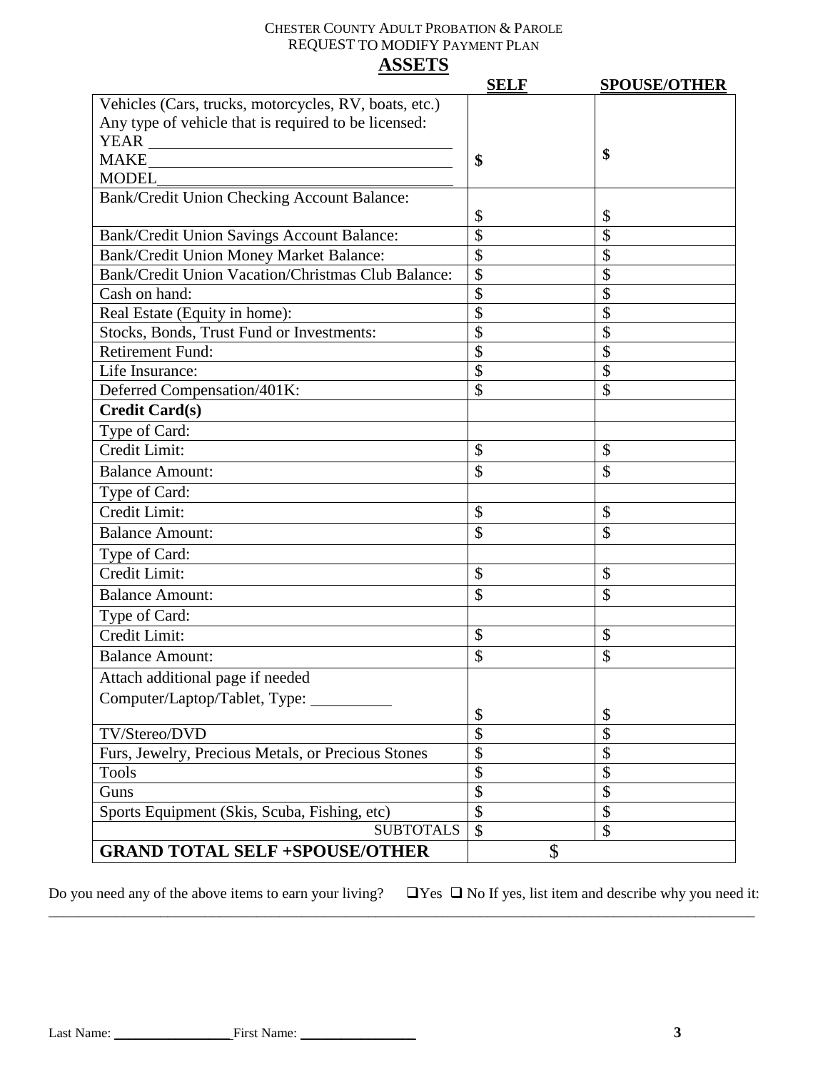CHESTER COUNTY ADULT PROBATION & PAROLE
REQUEST TO MODIFY PAYMENT PLAN

## ASSETS

| | SELF | SPOUSE/OTHER |
|---|---|---|
| Vehicles (Cars, trucks, motorcycles, RV, boats, etc.) Any type of vehicle that is required to be licensed: YEAR ________ MAKE ________ MODEL ________ | $ | $ |
| Bank/Credit Union Checking Account Balance: | $ | $ |
| Bank/Credit Union Savings Account Balance: | $ | $ |
| Bank/Credit Union Money Market Balance: | $ | $ |
| Bank/Credit Union Vacation/Christmas Club Balance: | $ | $ |
| Cash on hand: | $ | $ |
| Real Estate (Equity in home): | $ | $ |
| Stocks, Bonds, Trust Fund or Investments: | $ | $ |
| Retirement Fund: | $ | $ |
| Life Insurance: | $ | $ |
| Deferred Compensation/401K: | $ | $ |
| **Credit Card(s)** | | |
| Type of Card: | | |
| Credit Limit: | $ | $ |
| Balance Amount: | $ | $ |
| Type of Card: | | |
| Credit Limit: | $ | $ |
| Balance Amount: | $ | $ |
| Type of Card: | | |
| Credit Limit: | $ | $ |
| Balance Amount: | $ | $ |
| Type of Card: | | |
| Credit Limit: | $ | $ |
| Balance Amount: | $ | $ |
| Attach additional page if needed<br>Computer/Laptop/Tablet, Type: ________ | $ | $ |
| TV/Stereo/DVD | $ | $ |
| Furs, Jewelry, Precious Metals, or Precious Stones | $ | $ |
| Tools | $ | $ |
| Guns | $ | $ |
| Sports Equipment (Skis, Scuba, Fishing, etc) | $ | $ |
| SUBTOTALS | $ | $ |
| **GRAND TOTAL SELF +SPOUSE/OTHER** | $ | |

Do you need any of the above items to earn your living? ❑Yes ❑ No If yes, list item and describe why you need it:
____________________________________________________________________________________________

Last Name: ________________ First Name: ________________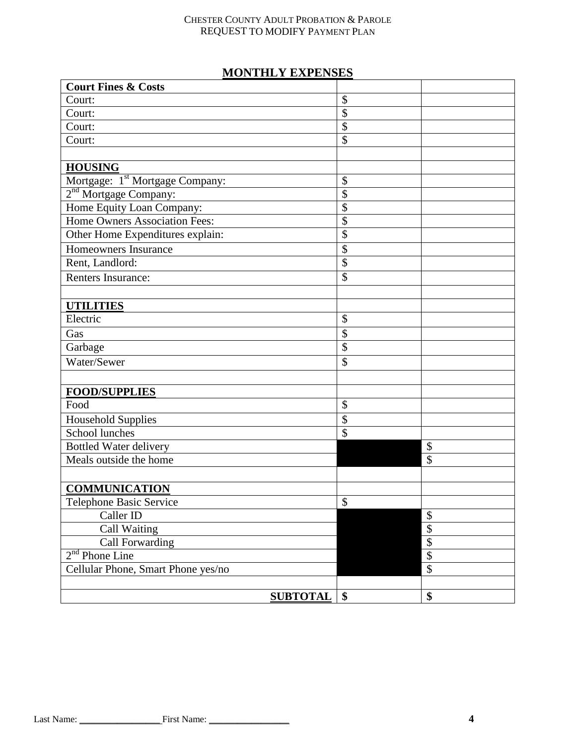## MONTHLY EXPENSES

| **Court Fines & Costs** | | |
|---|---|---|
| Court: | $ | |
| Court: | $ | |
| Court: | $ | |
| Court: | $ | |
| | | |
| **HOUSING** | | |
| Mortgage: 1st Mortgage Company: | $ | |
| 2nd Mortgage Company: | $ | |
| Home Equity Loan Company: | $ | |
| Home Owners Association Fees: | $ | |
| Other Home Expenditures explain: | $ | |
| Homeowners Insurance | $ | |
| Rent, Landlord: | $ | |
| Renters Insurance: | $ | |
| | | |
| **UTILITIES** | | |
| Electric | $ | |
| Gas | $ | |
| Garbage | $ | |
| Water/Sewer | $ | |
| | | |
| **FOOD/SUPPLIES** | | |
| Food | $ | |
| Household Supplies | $ | |
| School lunches | $ | |
| Bottled Water delivery | | $ |
| Meals outside the home | | $ |
| | | |
| **COMMUNICATION** | | |
| Telephone Basic Service | $ | |
| Caller ID | | $ |
| Call Waiting | | $ |
| Call Forwarding | | $ |
| 2nd Phone Line | | $ |
| Cellular Phone, Smart Phone yes/no | | $ |
| | | |
| **SUBTOTAL** | **$** | **$** |

Last Name: ________________ First Name: ________________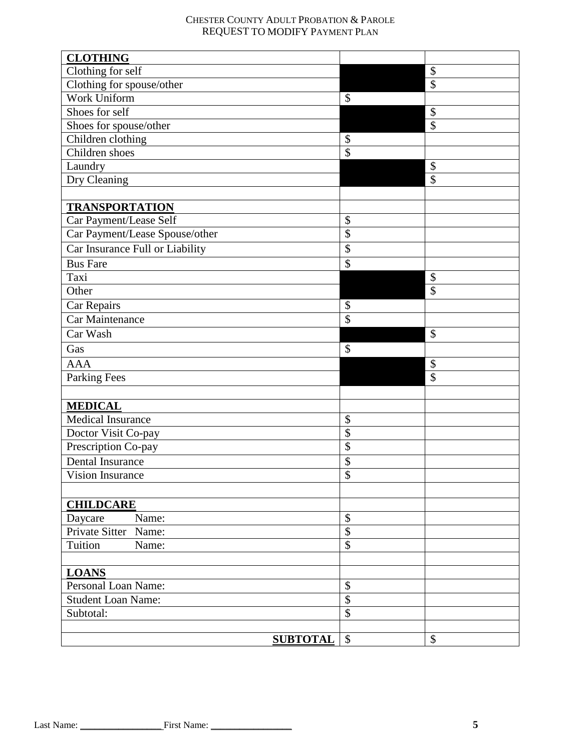| **CLOTHING** | | |
|---|---|---|
| Clothing for self | | $ |
| Clothing for spouse/other | | $ |
| Work Uniform | $ | |
| Shoes for self | | $ |
| Shoes for spouse/other | | $ |
| Children clothing | $ | |
| Children shoes | $ | |
| Laundry | | $ |
| Dry Cleaning | | $ |
| | | |
| **TRANSPORTATION** | | |
| Car Payment/Lease Self | $ | |
| Car Payment/Lease Spouse/other | $ | |
| Car Insurance Full or Liability | $ | |
| Bus Fare | $ | |
| Taxi | | $ |
| Other | | $ |
| Car Repairs | $ | |
| Car Maintenance | $ | |
| Car Wash | | $ |
| Gas | $ | |
| AAA | | $ |
| Parking Fees | | $ |
| | | |
| **MEDICAL** | | |
| Medical Insurance | $ | |
| Doctor Visit Co-pay | $ | |
| Prescription Co-pay | $ | |
| Dental Insurance | $ | |
| Vision Insurance | $ | |
| | | |
| **CHILDCARE** | | |
| Daycare Name: | $ | |
| Private Sitter Name: | $ | |
| Tuition Name: | $ | |
| | | |
| **LOANS** | | |
| Personal Loan Name: | $ | |
| Student Loan Name: | $ | |
| Subtotal: | $ | |
| | | |
| **SUBTOTAL** | $ | $ |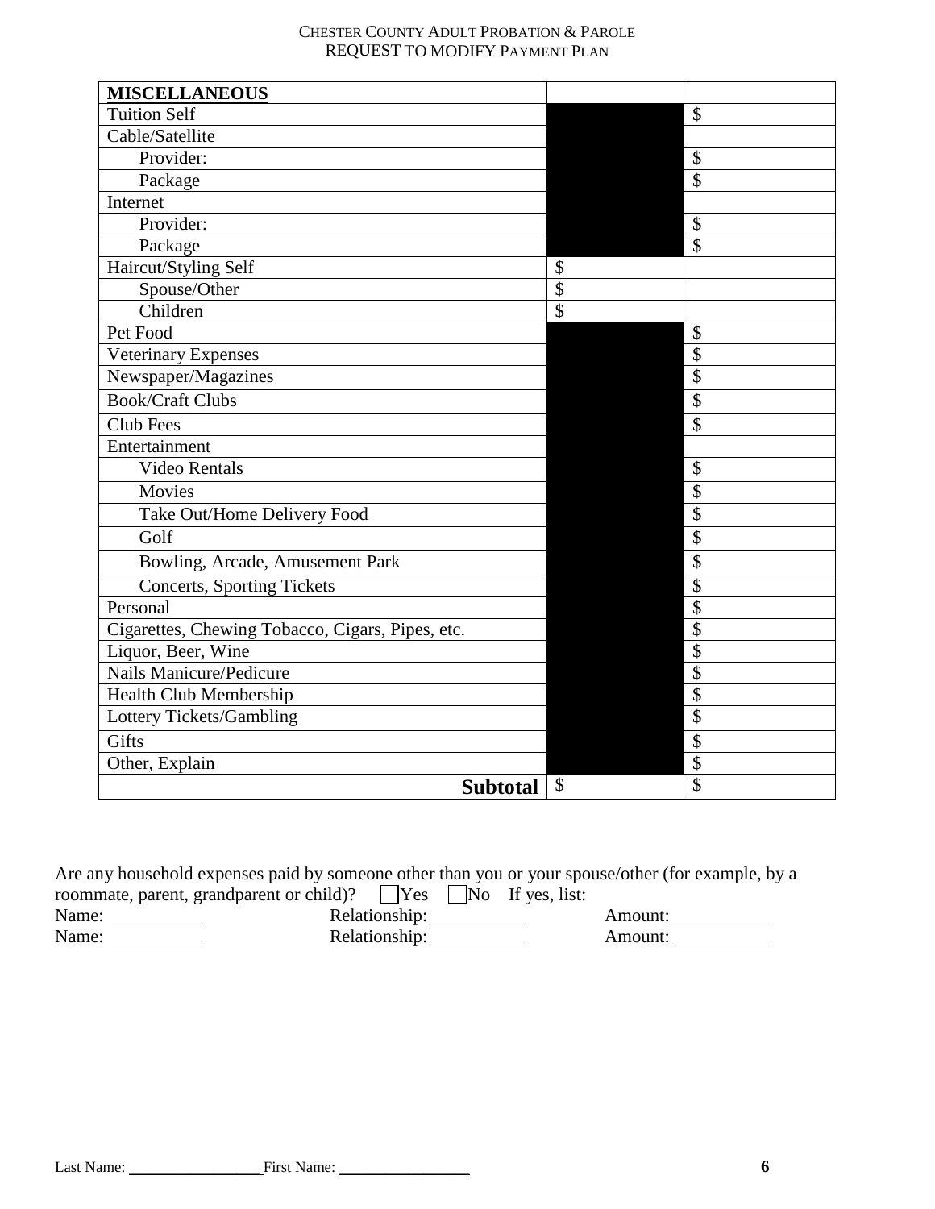| MISCELLANEOUS | | |
|---|---|---|
| Tuition Self | | $ |
| Cable/Satellite | | |
| Provider: | | $ |
| Package | | $ |
| Internet | | |
| Provider: | | $ |
| Package | | $ |
| Haircut/Styling Self | $ | |
| Spouse/Other | $ | |
| Children | $ | |
| Pet Food | | $ |
| Veterinary Expenses | | $ |
| Newspaper/Magazines | | $ |
| Book/Craft Clubs | | $ |
| Club Fees | | $ |
| Entertainment | | |
| Video Rentals | | $ |
| Movies | | $ |
| Take Out/Home Delivery Food | | $ |
| Golf | | $ |
| Bowling, Arcade, Amusement Park | | $ |
| Concerts, Sporting Tickets | | $ |
| Personal | | $ |
| Cigarettes, Chewing Tobacco, Cigars, Pipes, etc. | | $ |
| Liquor, Beer, Wine | | $ |
| Nails Manicure/Pedicure | | $ |
| Health Club Membership | | $ |
| Lottery Tickets/Gambling | | $ |
| Gifts | | $ |
| Other, Explain | | $ |
| **Subtotal** | $ | $ |

Are any household expenses paid by someone other than you or your spouse/other (for example, by a roommate, parent, grandparent or child)? ☐ Yes ☐ No If yes, list:

Name: __________ Relationship: __________ Amount: __________

Name: __________ Relationship: __________ Amount: __________

Last Name: ________________ First Name: ________________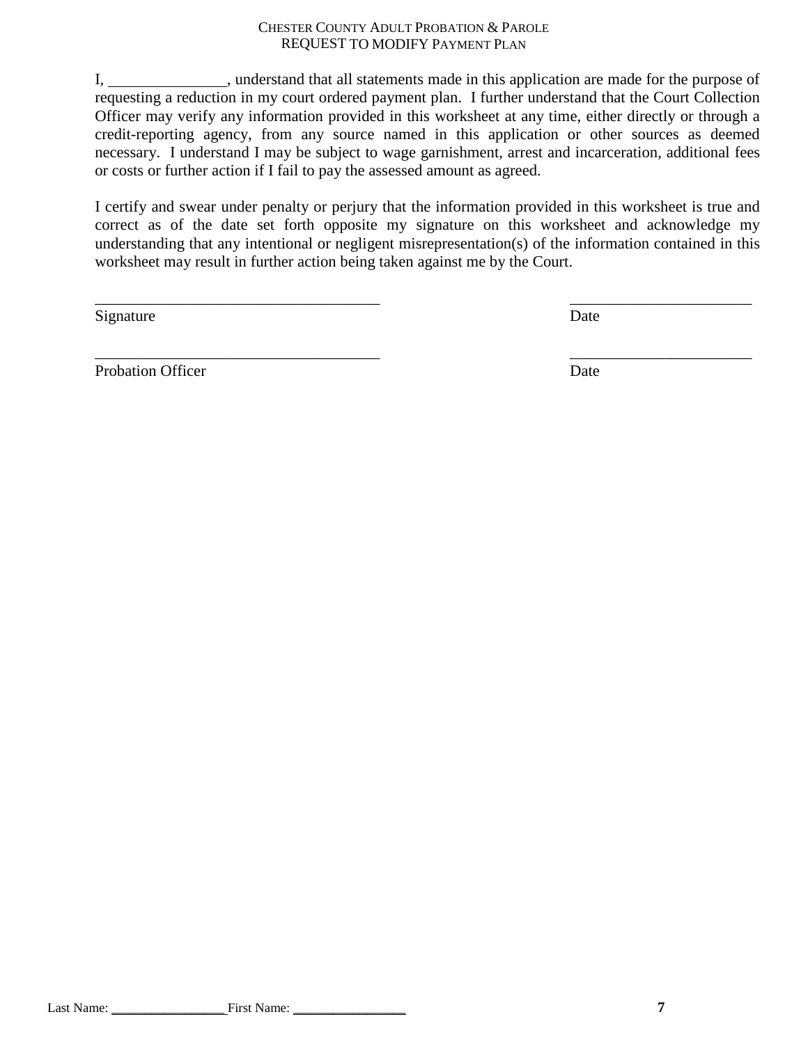I, _______________, understand that all statements made in this application are made for the purpose of requesting a reduction in my court ordered payment plan. I further understand that the Court Collection Officer may verify any information provided in this worksheet at any time, either directly or through a credit-reporting agency, from any source named in this application or other sources as deemed necessary. I understand I may be subject to wage garnishment, arrest and incarceration, additional fees or costs or further action if I fail to pay the assessed amount as agreed.

I certify and swear under penalty or perjury that the information provided in this worksheet is true and correct as of the date set forth opposite my signature on this worksheet and acknowledge my understanding that any intentional or negligent misrepresentation(s) of the information contained in this worksheet may result in further action being taken against me by the Court.

_____________________________________ _______________________

Signature Date

_____________________________________ _______________________

Probation Officer Date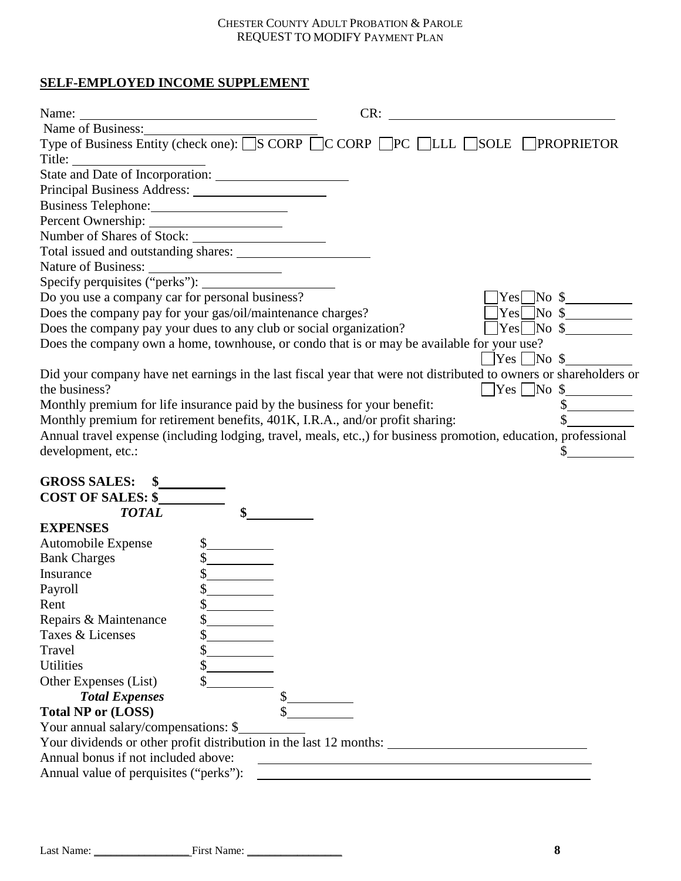## SELF-EMPLOYED INCOME SUPPLEMENT

Name: ______________________ CR: ______________________

Name of Business: ______________________

Type of Business Entity (check one): ☐ S CORP ☐ C CORP ☐ PC ☐ LLL ☐ SOLE ☐ PROPRIETOR

Title: ______________________

State and Date of Incorporation: ______________________

Principal Business Address: ______________________

Business Telephone: ______________________

Percent Ownership: ______________________

Number of Shares of Stock: ______________________

Total issued and outstanding shares: ______________________

Nature of Business: ______________________

Specify perquisites ("perks"): ______________________

Do you use a company car for personal business? ☐ Yes ☐ No $__________

Does the company pay for your gas/oil/maintenance charges? ☐ Yes ☐ No $__________

Does the company pay your dues to any club or social organization? ☐ Yes ☐ No $__________

Does the company own a home, townhouse, or condo that is or may be available for your use? ☐ Yes ☐ No $__________

Did your company have net earnings in the last fiscal year that were not distributed to owners or shareholders or the business? ☐ Yes ☐ No $__________

Monthly premium for life insurance paid by the business for your benefit: $__________

Monthly premium for retirement benefits, 401K, I.R.A., and/or profit sharing: $__________

Annual travel expense (including lodging, travel, meals, etc.,) for business promotion, education, professional development, etc.: $__________

**GROSS SALES: $**__________

**COST OF SALES: $**__________

***TOTAL*** **$**__________

**EXPENSES**

Automobile Expense $__________

Bank Charges $__________

Insurance $__________

Payroll $__________

Rent $__________

Repairs & Maintenance $__________

Taxes & Licenses $__________

Travel $__________

Utilities $__________

Other Expenses (List) $__________

***Total Expenses*** $__________

**Total NP or (LOSS)** $__________

Your annual salary/compensations: $__________

Your dividends or other profit distribution in the last 12 months: ______________________

Annual bonus if not included above: ______________________

Annual value of perquisites ("perks"): ______________________

Last Name: ________________ First Name: ________________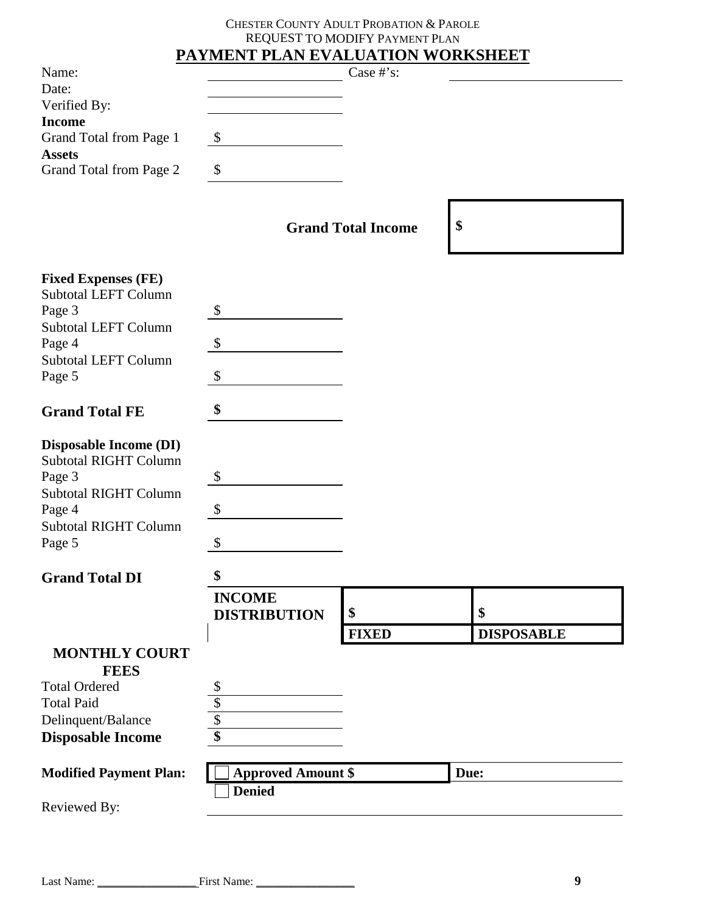CHESTER COUNTY ADULT PROBATION & PAROLE
REQUEST TO MODIFY PAYMENT PLAN

# PAYMENT PLAN EVALUATION WORKSHEET

Name: ____________________ Case #'s: ____________________

Date: ____________________

Verified By: ____________________

**Income**

Grand Total from Page 1 $ ____________________

**Assets**

Grand Total from Page 2 $ ____________________

**Grand Total Income** **$** ____________________

**Fixed Expenses (FE)**

Subtotal LEFT Column Page 3 $ ____________________

Subtotal LEFT Column Page 4 $ ____________________

Subtotal LEFT Column Page 5 $ ____________________

**Grand Total FE** **$** ____________________

**Disposable Income (DI)**

Subtotal RIGHT Column Page 3 $ ____________________

Subtotal RIGHT Column Page 4 $ ____________________

Subtotal RIGHT Column Page 5 $ ____________________

**Grand Total DI** **$** ____________________

| | | |
|---|---|---|
| **INCOME DISTRIBUTION** | **$** | **$** |
| | **FIXED** | **DISPOSABLE** |

**MONTHLY COURT FEES**

Total Ordered $ ____________________

Total Paid $ ____________________

Delinquent/Balance $ ____________________

**Disposable Income** **$** ____________________

**Modified Payment Plan:** ☐ **Approved Amount $** ____________________ **Due:** ____________________

☐ **Denied**

Reviewed By: ____________________

Last Name: ____________________ First Name: ____________________